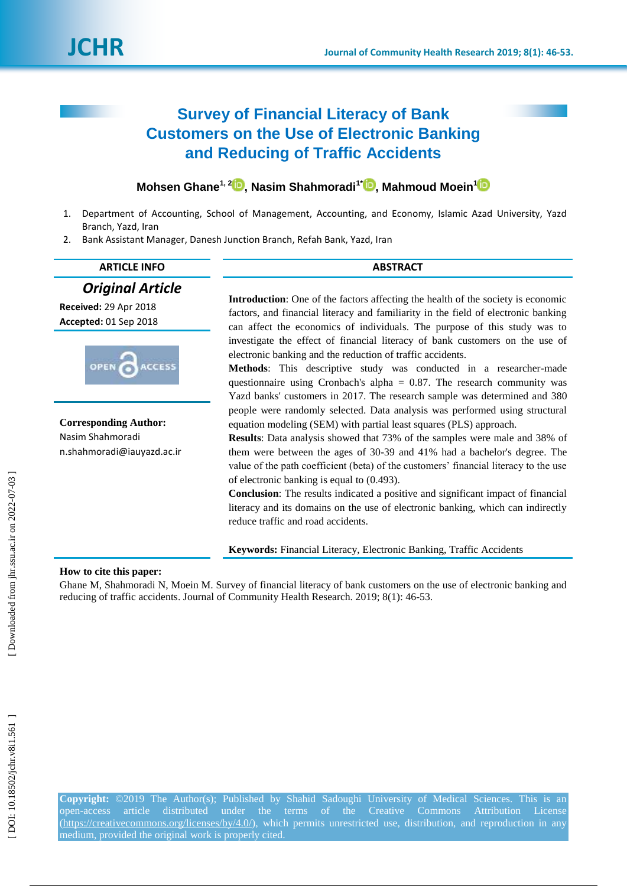# Survey of Financial Literacy of Bank Customers on the Use of Electronic Banking and Reducing of Traffic Accidents

**Mohsen Ghane[1, 2], Nasim Shahmoradi[1*], Mahmoud Moein[1]**

1. Department of Accounting, School of Management, Accounting, and Economy, Islamic Azad University, Yazd Branch, Yazd, Iran
2. Bank Assistant Manager, Danesh Junction Branch, Refah Bank, Yazd, Iran

## ARTICLE INFO

***Original Article***

**Received:** 29 Apr 2018

**Accepted:** 01 Sep 2018

OPEN ACCESS

**Corresponding Author:**
Nasim Shahmoradi
n.shahmoradi@iauyazd.ac.ir

## ABSTRACT

**Introduction**: One of the factors affecting the health of the society is economic factors, and financial literacy and familiarity in the field of electronic banking can affect the economics of individuals. The purpose of this study was to investigate the effect of financial literacy of bank customers on the use of electronic banking and the reduction of traffic accidents.

**Methods**: This descriptive study was conducted in a researcher-made questionnaire using Cronbach's alpha = 0.87. The research community was Yazd banks' customers in 2017. The research sample was determined and 380 people were randomly selected. Data analysis was performed using structural equation modeling (SEM) with partial least squares (PLS) approach.

**Results**: Data analysis showed that 73% of the samples were male and 38% of them were between the ages of 30-39 and 41% had a bachelor's degree. The value of the path coefficient (beta) of the customers' financial literacy to the use of electronic banking is equal to (0.493).

**Conclusion**: The results indicated a positive and significant impact of financial literacy and its domains on the use of electronic banking, which can indirectly reduce traffic and road accidents.

**Keywords:** Financial Literacy, Electronic Banking, Traffic Accidents

**How to cite this paper:**
Ghane M, Shahmoradi N, Moein M. Survey of financial literacy of bank customers on the use of electronic banking and reducing of traffic accidents. Journal of Community Health Research. 2019; 8(1): 46-53.

**Copyright:** ©2019 The Author(s); Published by Shahid Sadoughi University of Medical Sciences. This is an open-access article distributed under the terms of the Creative Commons Attribution License (https://creativecommons.org/licenses/by/4.0/), which permits unrestricted use, distribution, and reproduction in any medium, provided the original work is properly cited.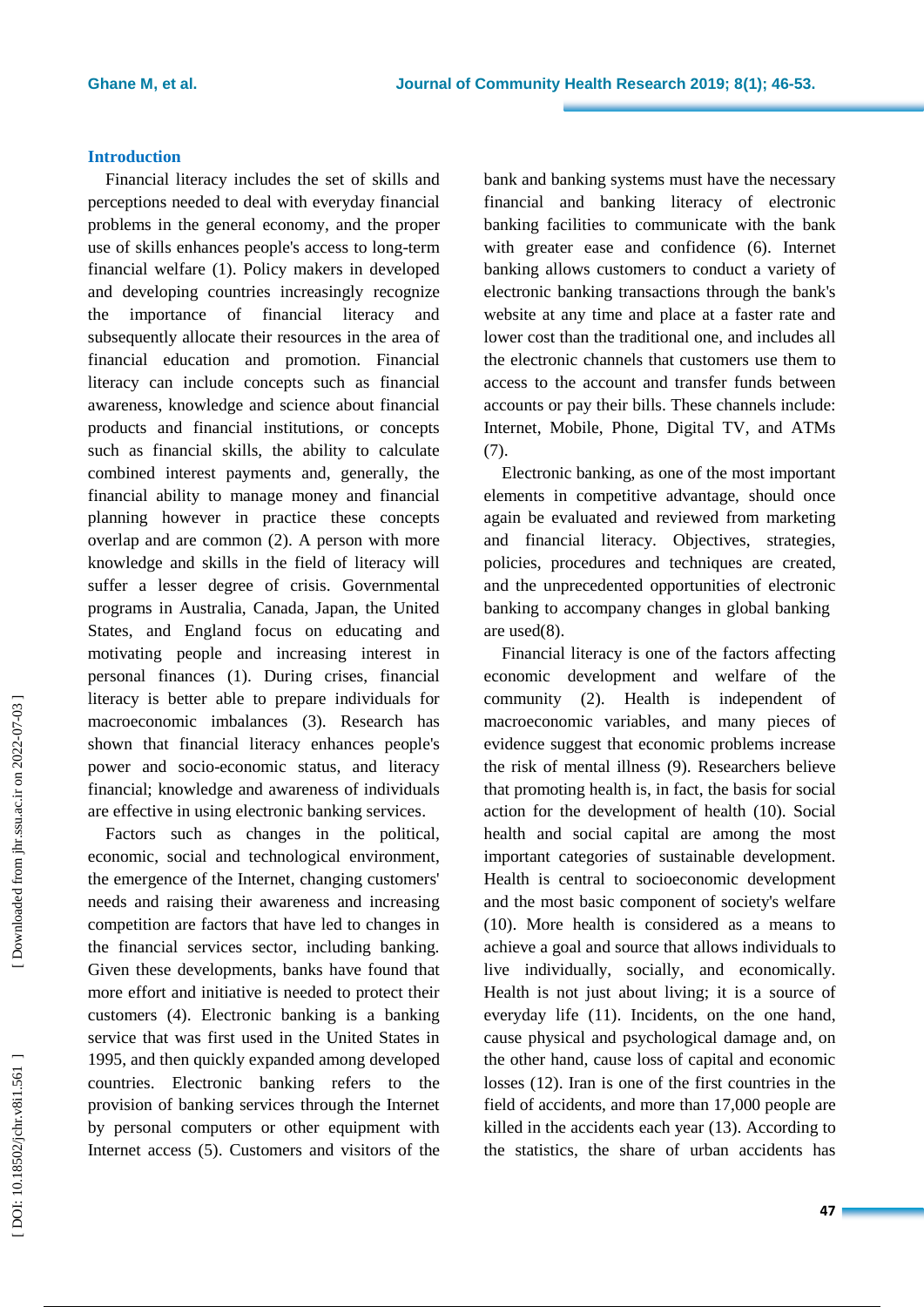## Introduction

Financial literacy includes the set of skills and perceptions needed to deal with everyday financial problems in the general economy, and the proper use of skills enhances people's access to long-term financial welfare (1). Policy makers in developed and developing countries increasingly recognize the importance of financial literacy and subsequently allocate their resources in the area of financial education and promotion. Financial literacy can include concepts such as financial awareness, knowledge and science about financial products and financial institutions, or concepts such as financial skills, the ability to calculate combined interest payments and, generally, the financial ability to manage money and financial planning however in practice these concepts overlap and are common (2). A person with more knowledge and skills in the field of literacy will suffer a lesser degree of crisis. Governmental programs in Australia, Canada, Japan, the United States, and England focus on educating and motivating people and increasing interest in personal finances (1). During crises, financial literacy is better able to prepare individuals for macroeconomic imbalances (3). Research has shown that financial literacy enhances people's power and socio-economic status, and literacy financial; knowledge and awareness of individuals are effective in using electronic banking services.

Factors such as changes in the political, economic, social and technological environment, the emergence of the Internet, changing customers' needs and raising their awareness and increasing competition are factors that have led to changes in the financial services sector, including banking. Given these developments, banks have found that more effort and initiative is needed to protect their customers (4). Electronic banking is a banking service that was first used in the United States in 1995, and then quickly expanded among developed countries. Electronic banking refers to the provision of banking services through the Internet by personal computers or other equipment with Internet access (5). Customers and visitors of the bank and banking systems must have the necessary financial and banking literacy of electronic banking facilities to communicate with the bank with greater ease and confidence (6). Internet banking allows customers to conduct a variety of electronic banking transactions through the bank's website at any time and place at a faster rate and lower cost than the traditional one, and includes all the electronic channels that customers use them to access to the account and transfer funds between accounts or pay their bills. These channels include: Internet, Mobile, Phone, Digital TV, and ATMs (7).

Electronic banking, as one of the most important elements in competitive advantage, should once again be evaluated and reviewed from marketing and financial literacy. Objectives, strategies, policies, procedures and techniques are created, and the unprecedented opportunities of electronic banking to accompany changes in global banking are used(8).

Financial literacy is one of the factors affecting economic development and welfare of the community (2). Health is independent of macroeconomic variables, and many pieces of evidence suggest that economic problems increase the risk of mental illness (9). Researchers believe that promoting health is, in fact, the basis for social action for the development of health (10). Social health and social capital are among the most important categories of sustainable development. Health is central to socioeconomic development and the most basic component of society's welfare (10). More health is considered as a means to achieve a goal and source that allows individuals to live individually, socially, and economically. Health is not just about living; it is a source of everyday life (11). Incidents, on the one hand, cause physical and psychological damage and, on the other hand, cause loss of capital and economic losses (12). Iran is one of the first countries in the field of accidents, and more than 17,000 people are killed in the accidents each year (13). According to the statistics, the share of urban accidents has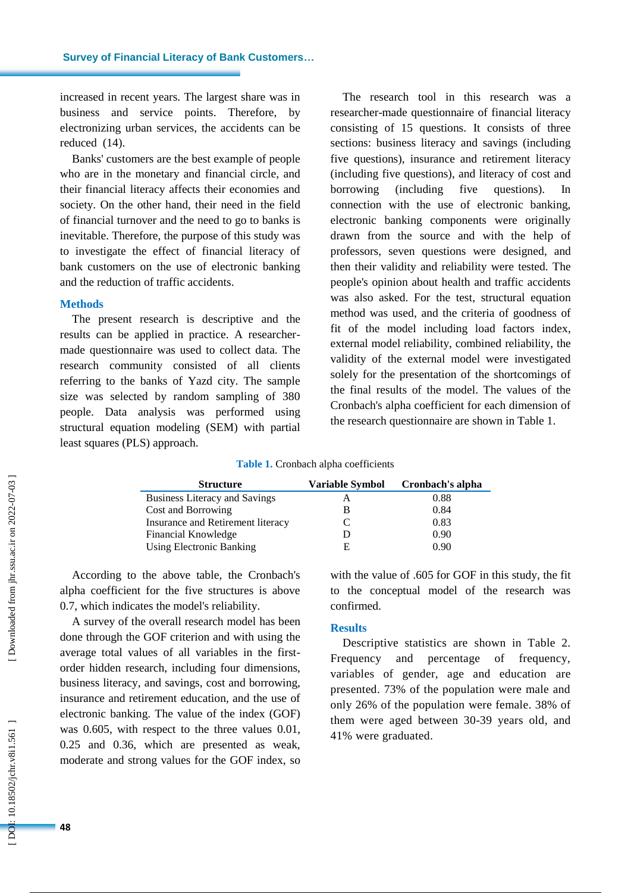increased in recent years. The largest share was in business and service points. Therefore, by electronizing urban services, the accidents can be reduced (14).

Banks' customers are the best example of people who are in the monetary and financial circle, and their financial literacy affects their economies and society. On the other hand, their need in the field of financial turnover and the need to go to banks is inevitable. Therefore, the purpose of this study was to investigate the effect of financial literacy of bank customers on the use of electronic banking and the reduction of traffic accidents.

## Methods

The present research is descriptive and the results can be applied in practice. A researcher-made questionnaire was used to collect data. The research community consisted of all clients referring to the banks of Yazd city. The sample size was selected by random sampling of 380 people. Data analysis was performed using structural equation modeling (SEM) with partial least squares (PLS) approach.

The research tool in this research was a researcher-made questionnaire of financial literacy consisting of 15 questions. It consists of three sections: business literacy and savings (including five questions), insurance and retirement literacy (including five questions), and literacy of cost and borrowing (including five questions). In connection with the use of electronic banking, electronic banking components were originally drawn from the source and with the help of professors, seven questions were designed, and then their validity and reliability were tested. The people's opinion about health and traffic accidents was also asked. For the test, structural equation method was used, and the criteria of goodness of fit of the model including load factors index, external model reliability, combined reliability, the validity of the external model were investigated solely for the presentation of the shortcomings of the final results of the model. The values of the Cronbach's alpha coefficient for each dimension of the research questionnaire are shown in Table 1.

**Table 1.** Cronbach alpha coefficients

| Structure | Variable Symbol | Cronbach's alpha |
|---|---|---|
| Business Literacy and Savings | A | 0.88 |
| Cost and Borrowing | B | 0.84 |
| Insurance and Retirement literacy | C | 0.83 |
| Financial Knowledge | D | 0.90 |
| Using Electronic Banking | E | 0.90 |

According to the above table, the Cronbach's alpha coefficient for the five structures is above 0.7, which indicates the model's reliability.

A survey of the overall research model has been done through the GOF criterion and with using the average total values of all variables in the first-order hidden research, including four dimensions, business literacy, and savings, cost and borrowing, insurance and retirement education, and the use of electronic banking. The value of the index (GOF) was 0.605, with respect to the three values 0.01, 0.25 and 0.36, which are presented as weak, moderate and strong values for the GOF index, so with the value of .605 for GOF in this study, the fit to the conceptual model of the research was confirmed.

## Results

Descriptive statistics are shown in Table 2. Frequency and percentage of frequency, variables of gender, age and education are presented. 73% of the population were male and only 26% of the population were female. 38% of them were aged between 30-39 years old, and 41% were graduated.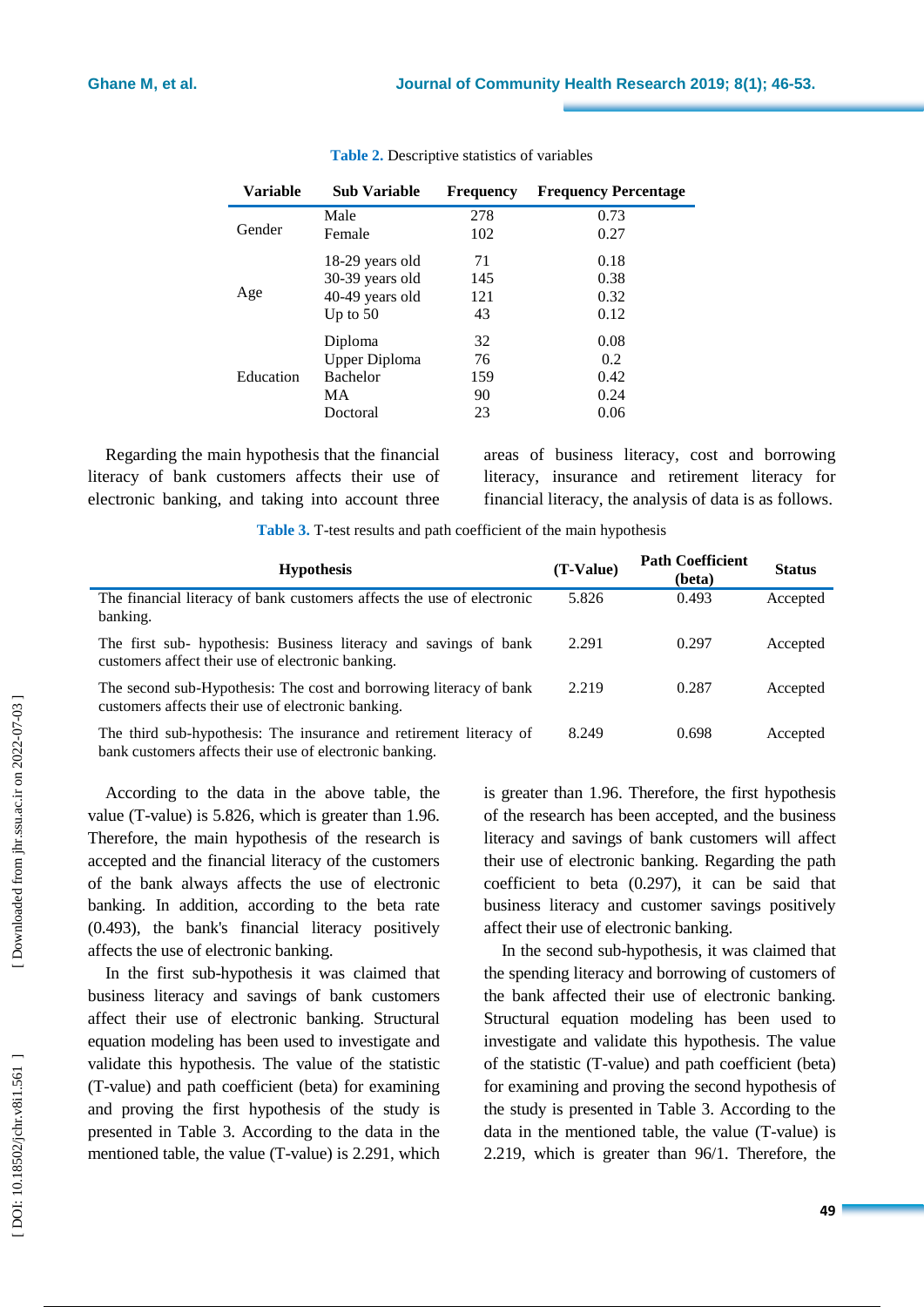**Table 2.** Descriptive statistics of variables

| Variable | Sub Variable | Frequency | Frequency Percentage |
|---|---|---|---|
| Gender | Male | 278 | 0.73 |
| | Female | 102 | 0.27 |
| Age | 18-29 years old | 71 | 0.18 |
| | 30-39 years old | 145 | 0.38 |
| | 40-49 years old | 121 | 0.32 |
| | Up to 50 | 43 | 0.12 |
| Education | Diploma | 32 | 0.08 |
| | Upper Diploma | 76 | 0.2 |
| | Bachelor | 159 | 0.42 |
| | MA | 90 | 0.24 |
| | Doctoral | 23 | 0.06 |

Regarding the main hypothesis that the financial literacy of bank customers affects their use of electronic banking, and taking into account three areas of business literacy, cost and borrowing literacy, insurance and retirement literacy for financial literacy, the analysis of data is as follows.

**Table 3.** T-test results and path coefficient of the main hypothesis

| Hypothesis | (T-Value) | Path Coefficient (beta) | Status |
|---|---|---|---|
| The financial literacy of bank customers affects the use of electronic banking. | 5.826 | 0.493 | Accepted |
| The first sub- hypothesis: Business literacy and savings of bank customers affect their use of electronic banking. | 2.291 | 0.297 | Accepted |
| The second sub-Hypothesis: The cost and borrowing literacy of bank customers affects their use of electronic banking. | 2.219 | 0.287 | Accepted |
| The third sub-hypothesis: The insurance and retirement literacy of bank customers affects their use of electronic banking. | 8.249 | 0.698 | Accepted |

According to the data in the above table, the value (T-value) is 5.826, which is greater than 1.96. Therefore, the main hypothesis of the research is accepted and the financial literacy of the customers of the bank always affects the use of electronic banking. In addition, according to the beta rate (0.493), the bank's financial literacy positively affects the use of electronic banking.

In the first sub-hypothesis it was claimed that business literacy and savings of bank customers affect their use of electronic banking. Structural equation modeling has been used to investigate and validate this hypothesis. The value of the statistic (T-value) and path coefficient (beta) for examining and proving the first hypothesis of the study is presented in Table 3. According to the data in the mentioned table, the value (T-value) is 2.291, which is greater than 1.96. Therefore, the first hypothesis of the research has been accepted, and the business literacy and savings of bank customers will affect their use of electronic banking. Regarding the path coefficient to beta (0.297), it can be said that business literacy and customer savings positively affect their use of electronic banking.

In the second sub-hypothesis, it was claimed that the spending literacy and borrowing of customers of the bank affected their use of electronic banking. Structural equation modeling has been used to investigate and validate this hypothesis. The value of the statistic (T-value) and path coefficient (beta) for examining and proving the second hypothesis of the study is presented in Table 3. According to the data in the mentioned table, the value (T-value) is 2.219, which is greater than 96/1. Therefore, the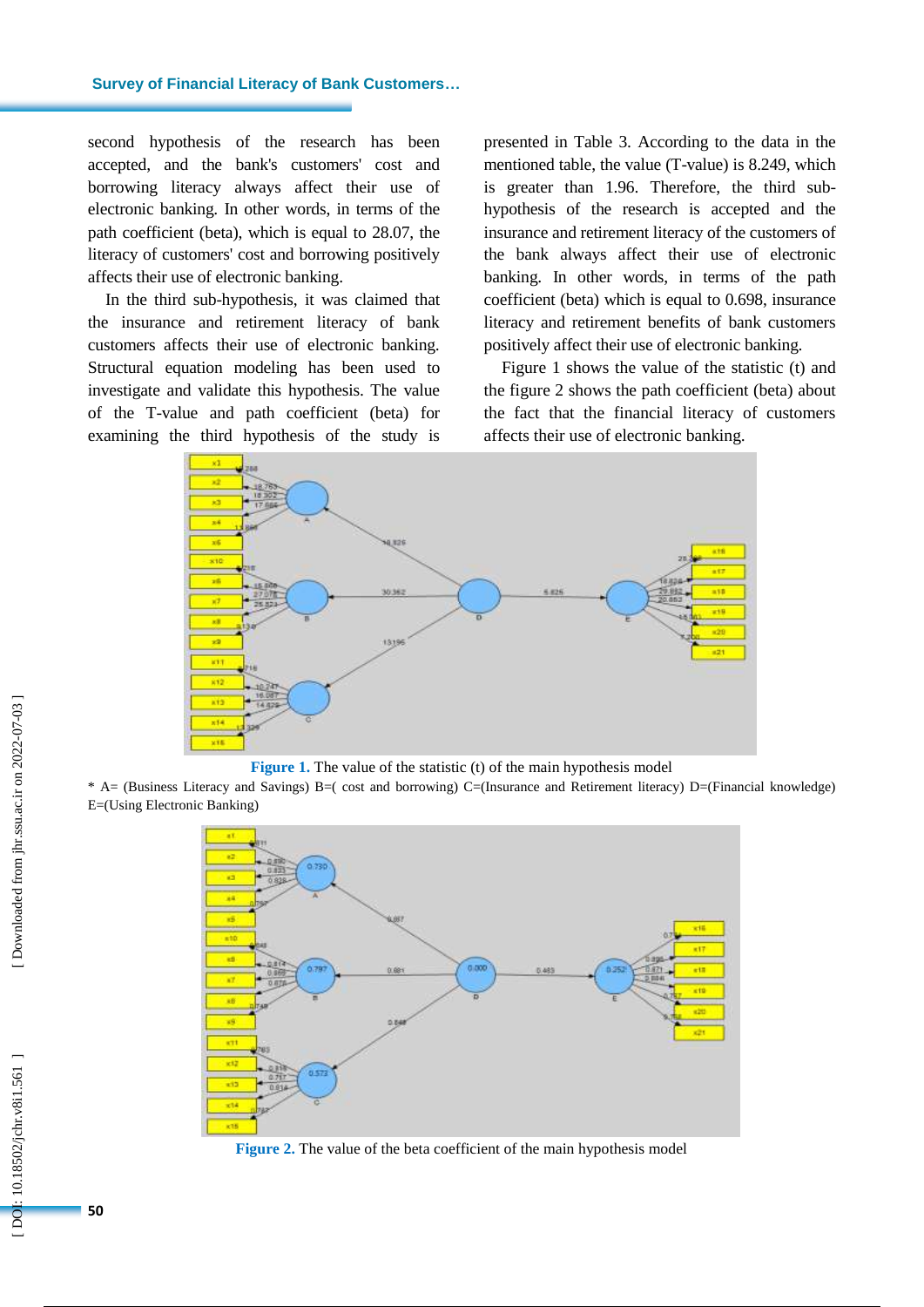second hypothesis of the research has been accepted, and the bank's customers' cost and borrowing literacy always affect their use of electronic banking. In other words, in terms of the path coefficient (beta), which is equal to 28.07, the literacy of customers' cost and borrowing positively affects their use of electronic banking.

In the third sub-hypothesis, it was claimed that the insurance and retirement literacy of bank customers affects their use of electronic banking. Structural equation modeling has been used to investigate and validate this hypothesis. The value of the T-value and path coefficient (beta) for examining the third hypothesis of the study is presented in Table 3. According to the data in the mentioned table, the value (T-value) is 8.249, which is greater than 1.96. Therefore, the third sub-hypothesis of the research is accepted and the insurance and retirement literacy of the customers of the bank always affect their use of electronic banking. In other words, in terms of the path coefficient (beta) which is equal to 0.698, insurance literacy and retirement benefits of bank customers positively affect their use of electronic banking.

Figure 1 shows the value of the statistic (t) and the figure 2 shows the path coefficient (beta) about the fact that the financial literacy of customers affects their use of electronic banking.

**Figure 1.** The value of the statistic (t) of the main hypothesis model

* A= (Business Literacy and Savings) B=( cost and borrowing) C=(Insurance and Retirement literacy) D=(Financial knowledge) E=(Using Electronic Banking)

**Figure 2.** The value of the beta coefficient of the main hypothesis model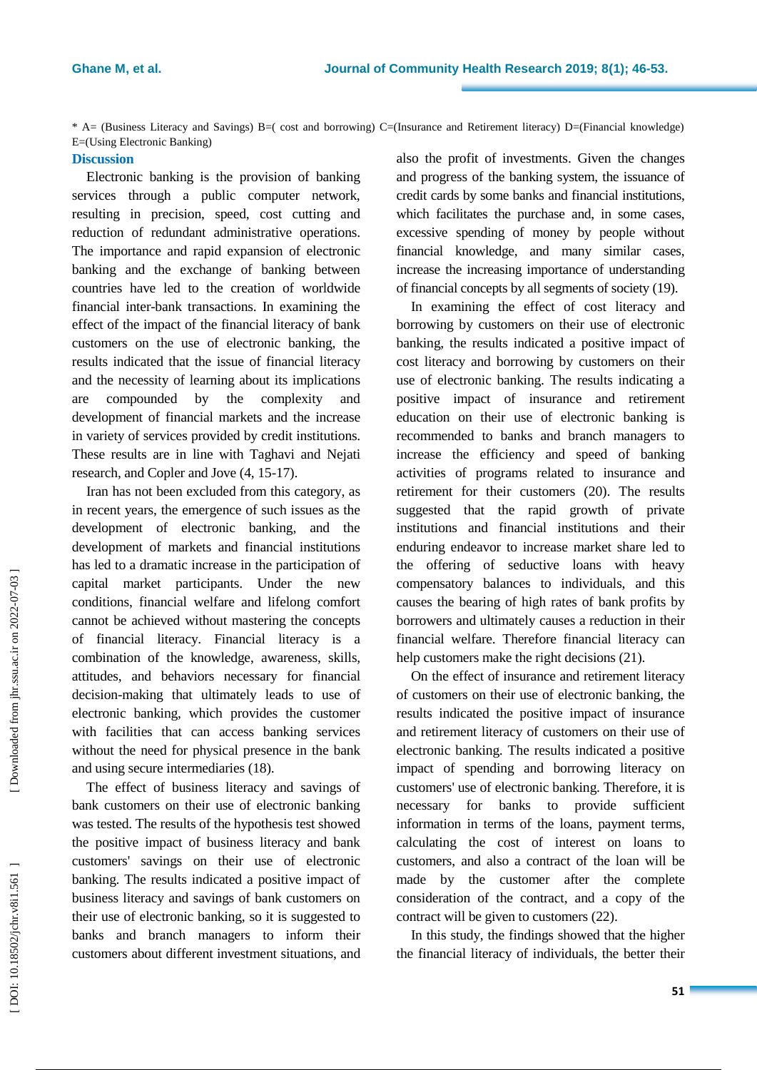* A= (Business Literacy and Savings) B=( cost and borrowing) C=(Insurance and Retirement literacy) D=(Financial knowledge) E=(Using Electronic Banking)

## Discussion

Electronic banking is the provision of banking services through a public computer network, resulting in precision, speed, cost cutting and reduction of redundant administrative operations. The importance and rapid expansion of electronic banking and the exchange of banking between countries have led to the creation of worldwide financial inter-bank transactions. In examining the effect of the impact of the financial literacy of bank customers on the use of electronic banking, the results indicated that the issue of financial literacy and the necessity of learning about its implications are compounded by the complexity and development of financial markets and the increase in variety of services provided by credit institutions. These results are in line with Taghavi and Nejati research, and Copler and Jove (4, 15-17).

Iran has not been excluded from this category, as in recent years, the emergence of such issues as the development of electronic banking, and the development of markets and financial institutions has led to a dramatic increase in the participation of capital market participants. Under the new conditions, financial welfare and lifelong comfort cannot be achieved without mastering the concepts of financial literacy. Financial literacy is a combination of the knowledge, awareness, skills, attitudes, and behaviors necessary for financial decision-making that ultimately leads to use of electronic banking, which provides the customer with facilities that can access banking services without the need for physical presence in the bank and using secure intermediaries (18).

The effect of business literacy and savings of bank customers on their use of electronic banking was tested. The results of the hypothesis test showed the positive impact of business literacy and bank customers' savings on their use of electronic banking. The results indicated a positive impact of business literacy and savings of bank customers on their use of electronic banking, so it is suggested to banks and branch managers to inform their customers about different investment situations, and also the profit of investments. Given the changes and progress of the banking system, the issuance of credit cards by some banks and financial institutions, which facilitates the purchase and, in some cases, excessive spending of money by people without financial knowledge, and many similar cases, increase the increasing importance of understanding of financial concepts by all segments of society (19).

In examining the effect of cost literacy and borrowing by customers on their use of electronic banking, the results indicated a positive impact of cost literacy and borrowing by customers on their use of electronic banking. The results indicating a positive impact of insurance and retirement education on their use of electronic banking is recommended to banks and branch managers to increase the efficiency and speed of banking activities of programs related to insurance and retirement for their customers (20). The results suggested that the rapid growth of private institutions and financial institutions and their enduring endeavor to increase market share led to the offering of seductive loans with heavy compensatory balances to individuals, and this causes the bearing of high rates of bank profits by borrowers and ultimately causes a reduction in their financial welfare. Therefore financial literacy can help customers make the right decisions (21).

On the effect of insurance and retirement literacy of customers on their use of electronic banking, the results indicated the positive impact of insurance and retirement literacy of customers on their use of electronic banking. The results indicated a positive impact of spending and borrowing literacy on customers' use of electronic banking. Therefore, it is necessary for banks to provide sufficient information in terms of the loans, payment terms, calculating the cost of interest on loans to customers, and also a contract of the loan will be made by the customer after the complete consideration of the contract, and a copy of the contract will be given to customers (22).

In this study, the findings showed that the higher the financial literacy of individuals, the better their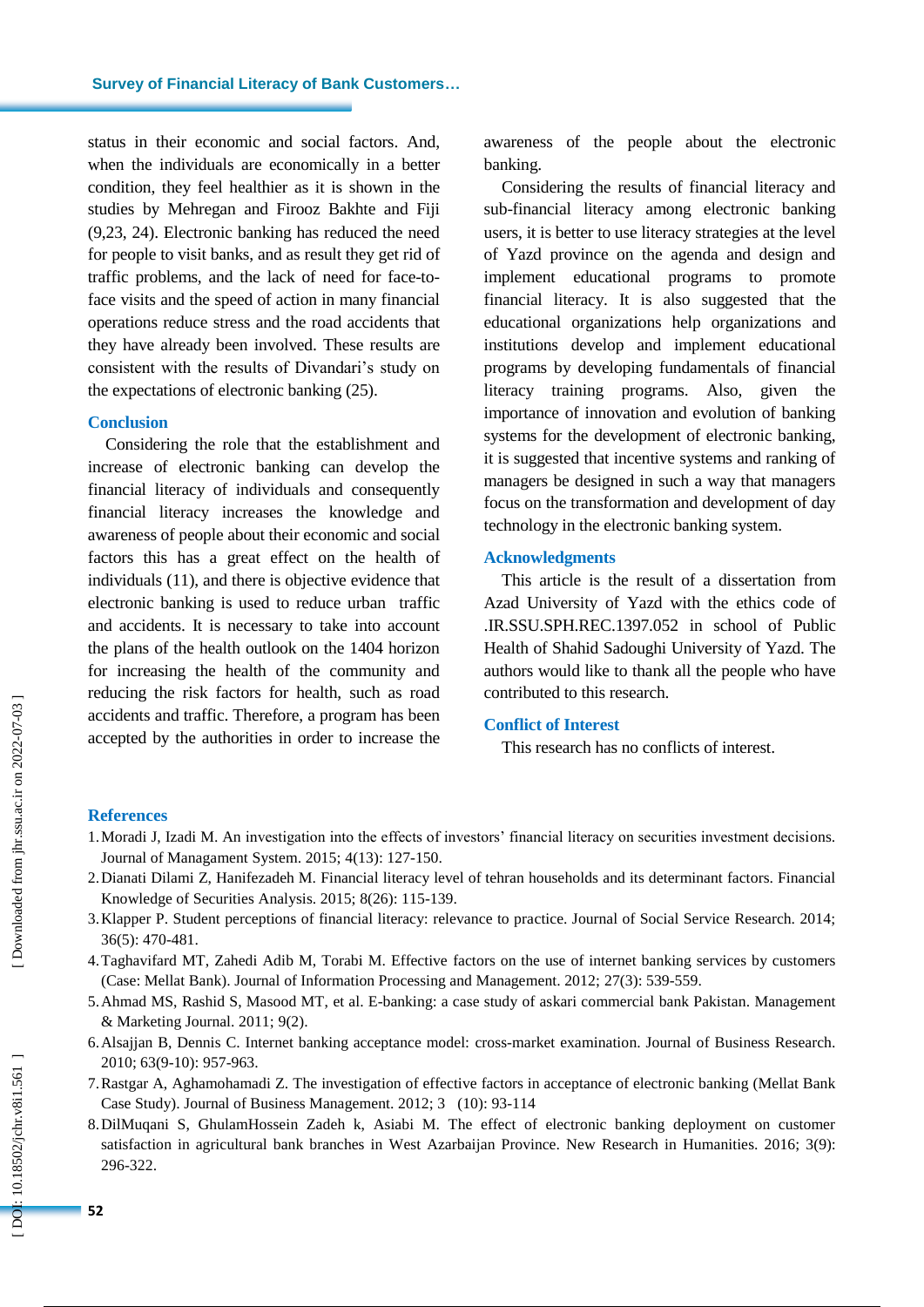status in their economic and social factors. And, when the individuals are economically in a better condition, they feel healthier as it is shown in the studies by Mehregan and Firooz Bakhte and Fiji (9,23, 24). Electronic banking has reduced the need for people to visit banks, and as result they get rid of traffic problems, and the lack of need for face-to-face visits and the speed of action in many financial operations reduce stress and the road accidents that they have already been involved. These results are consistent with the results of Divandari's study on the expectations of electronic banking (25).

## Conclusion

Considering the role that the establishment and increase of electronic banking can develop the financial literacy of individuals and consequently financial literacy increases the knowledge and awareness of people about their economic and social factors this has a great effect on the health of individuals (11), and there is objective evidence that electronic banking is used to reduce urban traffic and accidents. It is necessary to take into account the plans of the health outlook on the 1404 horizon for increasing the health of the community and reducing the risk factors for health, such as road accidents and traffic. Therefore, a program has been accepted by the authorities in order to increase the awareness of the people about the electronic banking.

Considering the results of financial literacy and sub-financial literacy among electronic banking users, it is better to use literacy strategies at the level of Yazd province on the agenda and design and implement educational programs to promote financial literacy. It is also suggested that the educational organizations help organizations and institutions develop and implement educational programs by developing fundamentals of financial literacy training programs. Also, given the importance of innovation and evolution of banking systems for the development of electronic banking, it is suggested that incentive systems and ranking of managers be designed in such a way that managers focus on the transformation and development of day technology in the electronic banking system.

## Acknowledgments

This article is the result of a dissertation from Azad University of Yazd with the ethics code of .IR.SSU.SPH.REC.1397.052 in school of Public Health of Shahid Sadoughi University of Yazd. The authors would like to thank all the people who have contributed to this research.

## Conflict of Interest

This research has no conflicts of interest.

## References

1. Moradi J, Izadi M. An investigation into the effects of investors' financial literacy on securities investment decisions. Journal of Managament System. 2015; 4(13): 127-150.
2. Dianati Dilami Z, Hanifezadeh M. Financial literacy level of tehran households and its determinant factors. Financial Knowledge of Securities Analysis. 2015; 8(26): 115-139.
3. Klapper P. Student perceptions of financial literacy: relevance to practice. Journal of Social Service Research. 2014; 36(5): 470-481.
4. Taghavifard MT, Zahedi Adib M, Torabi M. Effective factors on the use of internet banking services by customers (Case: Mellat Bank). Journal of Information Processing and Management. 2012; 27(3): 539-559.
5. Ahmad MS, Rashid S, Masood MT, et al. E-banking: a case study of askari commercial bank Pakistan. Management & Marketing Journal. 2011; 9(2).
6. Alsajjan B, Dennis C. Internet banking acceptance model: cross-market examination. Journal of Business Research. 2010; 63(9-10): 957-963.
7. Rastgar A, Aghamohamadi Z. The investigation of effective factors in acceptance of electronic banking (Mellat Bank Case Study). Journal of Business Management. 2012; 3 (10): 93-114
8. DilMuqani S, GhulamHossein Zadeh k, Asiabi M. The effect of electronic banking deployment on customer satisfaction in agricultural bank branches in West Azarbaijan Province. New Research in Humanities. 2016; 3(9): 296-322.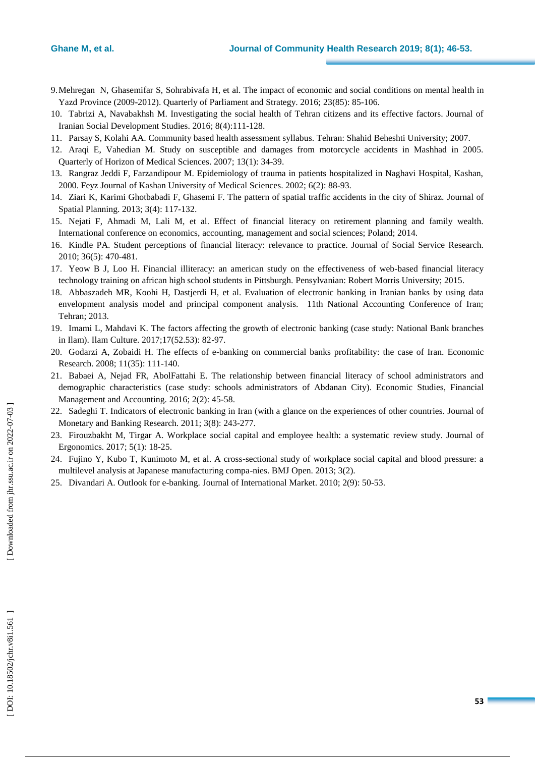9. Mehregan N, Ghasemifar S, Sohrabivafa H, et al. The impact of economic and social conditions on mental health in Yazd Province (2009-2012). Quarterly of Parliament and Strategy. 2016; 23(85): 85-106.
10. Tabrizi A, Navabakhsh M. Investigating the social health of Tehran citizens and its effective factors. Journal of Iranian Social Development Studies. 2016; 8(4):111-128.
11. Parsay S, Kolahi AA. Community based health assessment syllabus. Tehran: Shahid Beheshti University; 2007.
12. Araqi E, Vahedian M. Study on susceptible and damages from motorcycle accidents in Mashhad in 2005. Quarterly of Horizon of Medical Sciences. 2007; 13(1): 34-39.
13. Rangraz Jeddi F, Farzandipour M. Epidemiology of trauma in patients hospitalized in Naghavi Hospital, Kashan, 2000. Feyz Journal of Kashan University of Medical Sciences. 2002; 6(2): 88-93.
14. Ziari K, Karimi Ghotbabadi F, Ghasemi F. The pattern of spatial traffic accidents in the city of Shiraz. Journal of Spatial Planning. 2013; 3(4): 117-132.
15. Nejati F, Ahmadi M, Lali M, et al. Effect of financial literacy on retirement planning and family wealth. International conference on economics, accounting, management and social sciences; Poland; 2014.
16. Kindle PA. Student perceptions of financial literacy: relevance to practice. Journal of Social Service Research. 2010; 36(5): 470-481.
17. Yeow B J, Loo H. Financial illiteracy: an american study on the effectiveness of web-based financial literacy technology training on african high school students in Pittsburgh. Pensylvanian: Robert Morris University; 2015.
18. Abbaszadeh MR, Koohi H, Dastjerdi H, et al. Evaluation of electronic banking in Iranian banks by using data envelopment analysis model and principal component analysis. 11th National Accounting Conference of Iran; Tehran; 2013.
19. Imami L, Mahdavi K. The factors affecting the growth of electronic banking (case study: National Bank branches in Ilam). Ilam Culture. 2017;17(52.53): 82-97.
20. Godarzi A, Zobaidi H. The effects of e-banking on commercial banks profitability: the case of Iran. Economic Research. 2008; 11(35): 111-140.
21. Babaei A, Nejad FR, AbolFattahi E. The relationship between financial literacy of school administrators and demographic characteristics (case study: schools administrators of Abdanan City). Economic Studies, Financial Management and Accounting. 2016; 2(2): 45-58.
22. Sadeghi T. Indicators of electronic banking in Iran (with a glance on the experiences of other countries. Journal of Monetary and Banking Research. 2011; 3(8): 243-277.
23. Firouzbakht M, Tirgar A. Workplace social capital and employee health: a systematic review study. Journal of Ergonomics. 2017; 5(1): 18-25.
24. Fujino Y, Kubo T, Kunimoto M, et al. A cross-sectional study of workplace social capital and blood pressure: a multilevel analysis at Japanese manufacturing compa-nies. BMJ Open. 2013; 3(2).
25. Divandari A. Outlook for e-banking. Journal of International Market. 2010; 2(9): 50-53.